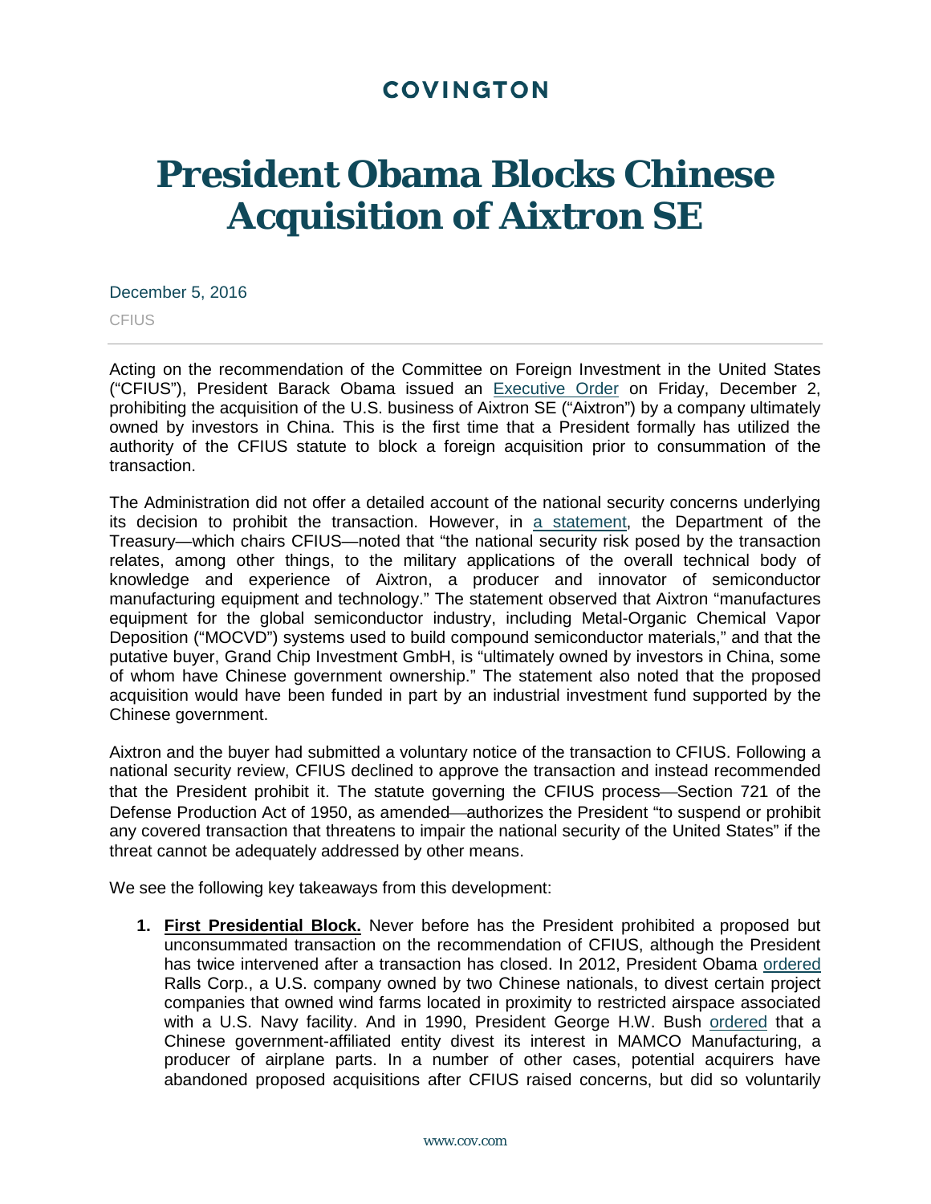COVINGTON

# President Obama Blocks Chinese Acquisition of Aixtron SE

December 5, 2016

CFIUS

Acting on the recommendation of the Committee on Foreign Investment in the United States ("CFIUS"), President Barack Obama issued an Executive Order on Friday, December 2, prohibiting the acquisition of the U.S. business of Aixtron SE ("Aixtron") by a company ultimately owned by investors in China. This is the first time that a President formally has utilized the authority of the CFIUS statute to block a foreign acquisition prior to consummation of the transaction.

The Administration did not offer a detailed account of the national security concerns underlying its decision to prohibit the transaction. However, in a statement, the Department of the Treasury—which chairs CFIUS—noted that "the national security risk posed by the transaction relates, among other things, to the military applications of the overall technical body of knowledge and experience of Aixtron, a producer and innovator of semiconductor manufacturing equipment and technology." The statement observed that Aixtron "manufactures equipment for the global semiconductor industry, including Metal-Organic Chemical Vapor Deposition ("MOCVD") systems used to build compound semiconductor materials," and that the putative buyer, Grand Chip Investment GmbH, is "ultimately owned by investors in China, some of whom have Chinese government ownership." The statement also noted that the proposed acquisition would have been funded in part by an industrial investment fund supported by the Chinese government.

Aixtron and the buyer had submitted a voluntary notice of the transaction to CFIUS. Following a national security review, CFIUS declined to approve the transaction and instead recommended that the President prohibit it. The statute governing the CFIUS process—Section 721 of the Defense Production Act of 1950, as amended—authorizes the President "to suspend or prohibit any covered transaction that threatens to impair the national security of the United States" if the threat cannot be adequately addressed by other means.

We see the following key takeaways from this development:

1. **First Presidential Block.** Never before has the President prohibited a proposed but unconsummated transaction on the recommendation of CFIUS, although the President has twice intervened after a transaction has closed. In 2012, President Obama ordered Ralls Corp., a U.S. company owned by two Chinese nationals, to divest certain project companies that owned wind farms located in proximity to restricted airspace associated with a U.S. Navy facility. And in 1990, President George H.W. Bush ordered that a Chinese government-affiliated entity divest its interest in MAMCO Manufacturing, a producer of airplane parts. In a number of other cases, potential acquirers have abandoned proposed acquisitions after CFIUS raised concerns, but did so voluntarily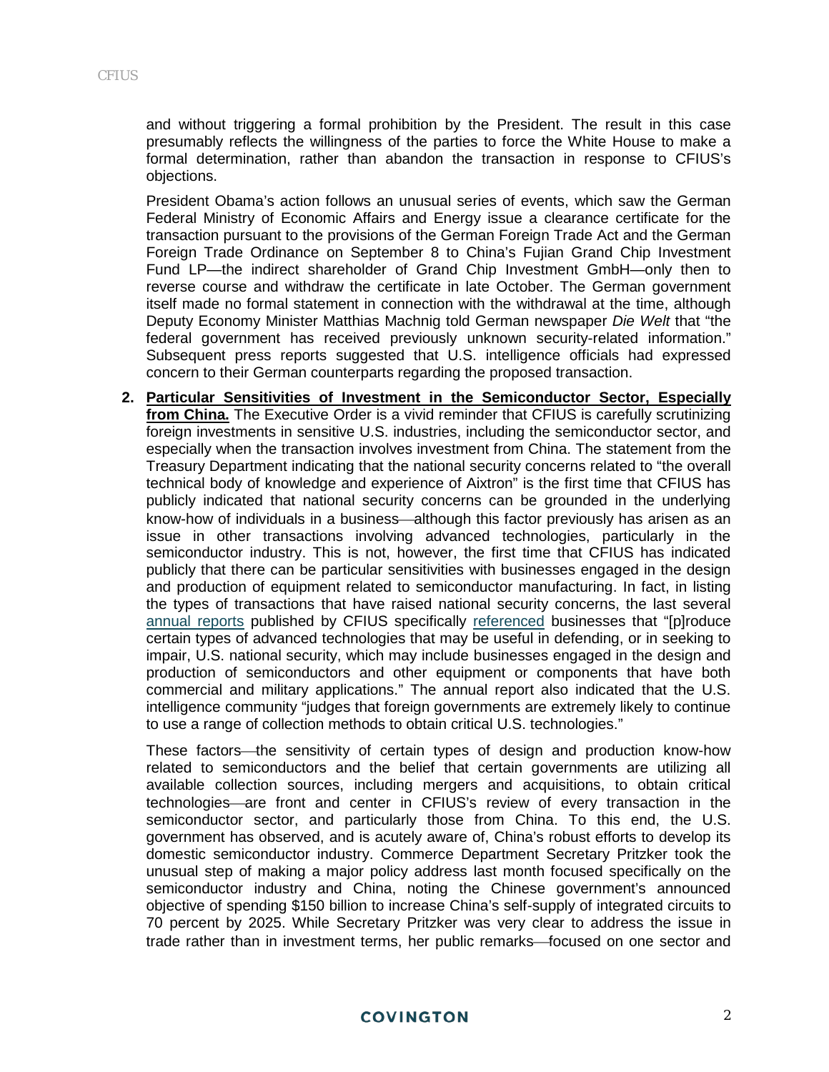and without triggering a formal prohibition by the President. The result in this case presumably reflects the willingness of the parties to force the White House to make a formal determination, rather than abandon the transaction in response to CFIUS's objections.

President Obama's action follows an unusual series of events, which saw the German Federal Ministry of Economic Affairs and Energy issue a clearance certificate for the transaction pursuant to the provisions of the German Foreign Trade Act and the German Foreign Trade Ordinance on September 8 to China's Fujian Grand Chip Investment Fund LP—the indirect shareholder of Grand Chip Investment GmbH—only then to reverse course and withdraw the certificate in late October. The German government itself made no formal statement in connection with the withdrawal at the time, although Deputy Economy Minister Matthias Machnig told German newspaper *Die Welt* that "the federal government has received previously unknown security-related information." Subsequent press reports suggested that U.S. intelligence officials had expressed concern to their German counterparts regarding the proposed transaction.

2. **Particular Sensitivities of Investment in the Semiconductor Sector, Especially from China.** The Executive Order is a vivid reminder that CFIUS is carefully scrutinizing foreign investments in sensitive U.S. industries, including the semiconductor sector, and especially when the transaction involves investment from China. The statement from the Treasury Department indicating that the national security concerns related to "the overall technical body of knowledge and experience of Aixtron" is the first time that CFIUS has publicly indicated that national security concerns can be grounded in the underlying know-how of individuals in a business—although this factor previously has arisen as an issue in other transactions involving advanced technologies, particularly in the semiconductor industry. This is not, however, the first time that CFIUS has indicated publicly that there can be particular sensitivities with businesses engaged in the design and production of equipment related to semiconductor manufacturing. In fact, in listing the types of transactions that have raised national security concerns, the last several annual reports published by CFIUS specifically referenced businesses that "[p]roduce certain types of advanced technologies that may be useful in defending, or in seeking to impair, U.S. national security, which may include businesses engaged in the design and production of semiconductors and other equipment or components that have both commercial and military applications." The annual report also indicated that the U.S. intelligence community "judges that foreign governments are extremely likely to continue to use a range of collection methods to obtain critical U.S. technologies."

   These factors—the sensitivity of certain types of design and production know-how related to semiconductors and the belief that certain governments are utilizing all available collection sources, including mergers and acquisitions, to obtain critical technologies—are front and center in CFIUS's review of every transaction in the semiconductor sector, and particularly those from China. To this end, the U.S. government has observed, and is acutely aware of, China's robust efforts to develop its domestic semiconductor industry. Commerce Department Secretary Pritzker took the unusual step of making a major policy address last month focused specifically on the semiconductor industry and China, noting the Chinese government's announced objective of spending $150 billion to increase China's self-supply of integrated circuits to 70 percent by 2025. While Secretary Pritzker was very clear to address the issue in trade rather than in investment terms, her public remarks—focused on one sector and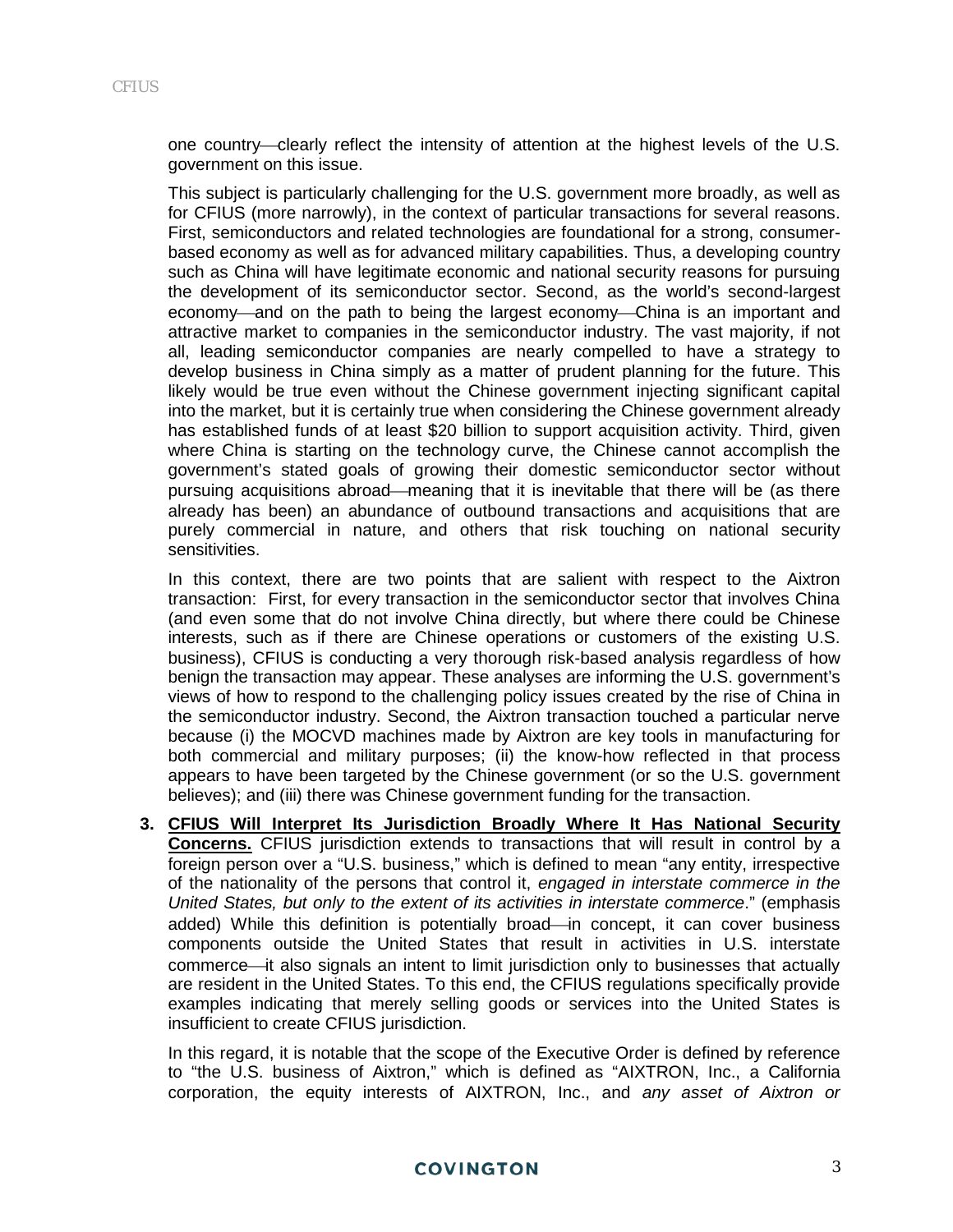one country—clearly reflect the intensity of attention at the highest levels of the U.S. government on this issue.

This subject is particularly challenging for the U.S. government more broadly, as well as for CFIUS (more narrowly), in the context of particular transactions for several reasons. First, semiconductors and related technologies are foundational for a strong, consumer-based economy as well as for advanced military capabilities. Thus, a developing country such as China will have legitimate economic and national security reasons for pursuing the development of its semiconductor sector. Second, as the world's second-largest economy—and on the path to being the largest economy—China is an important and attractive market to companies in the semiconductor industry. The vast majority, if not all, leading semiconductor companies are nearly compelled to have a strategy to develop business in China simply as a matter of prudent planning for the future. This likely would be true even without the Chinese government injecting significant capital into the market, but it is certainly true when considering the Chinese government already has established funds of at least $20 billion to support acquisition activity. Third, given where China is starting on the technology curve, the Chinese cannot accomplish the government's stated goals of growing their domestic semiconductor sector without pursuing acquisitions abroad—meaning that it is inevitable that there will be (as there already has been) an abundance of outbound transactions and acquisitions that are purely commercial in nature, and others that risk touching on national security sensitivities.

In this context, there are two points that are salient with respect to the Aixtron transaction: First, for every transaction in the semiconductor sector that involves China (and even some that do not involve China directly, but where there could be Chinese interests, such as if there are Chinese operations or customers of the existing U.S. business), CFIUS is conducting a very thorough risk-based analysis regardless of how benign the transaction may appear. These analyses are informing the U.S. government's views of how to respond to the challenging policy issues created by the rise of China in the semiconductor industry. Second, the Aixtron transaction touched a particular nerve because (i) the MOCVD machines made by Aixtron are key tools in manufacturing for both commercial and military purposes; (ii) the know-how reflected in that process appears to have been targeted by the Chinese government (or so the U.S. government believes); and (iii) there was Chinese government funding for the transaction.

3. **CFIUS Will Interpret Its Jurisdiction Broadly Where It Has National Security Concerns.** CFIUS jurisdiction extends to transactions that will result in control by a foreign person over a "U.S. business," which is defined to mean "any entity, irrespective of the nationality of the persons that control it, *engaged in interstate commerce in the United States, but only to the extent of its activities in interstate commerce*." (emphasis added) While this definition is potentially broad—in concept, it can cover business components outside the United States that result in activities in U.S. interstate commerce—it also signals an intent to limit jurisdiction only to businesses that actually are resident in the United States. To this end, the CFIUS regulations specifically provide examples indicating that merely selling goods or services into the United States is insufficient to create CFIUS jurisdiction.

   In this regard, it is notable that the scope of the Executive Order is defined by reference to "the U.S. business of Aixtron," which is defined as "AIXTRON, Inc., a California corporation, the equity interests of AIXTRON, Inc., and *any asset of Aixtron or*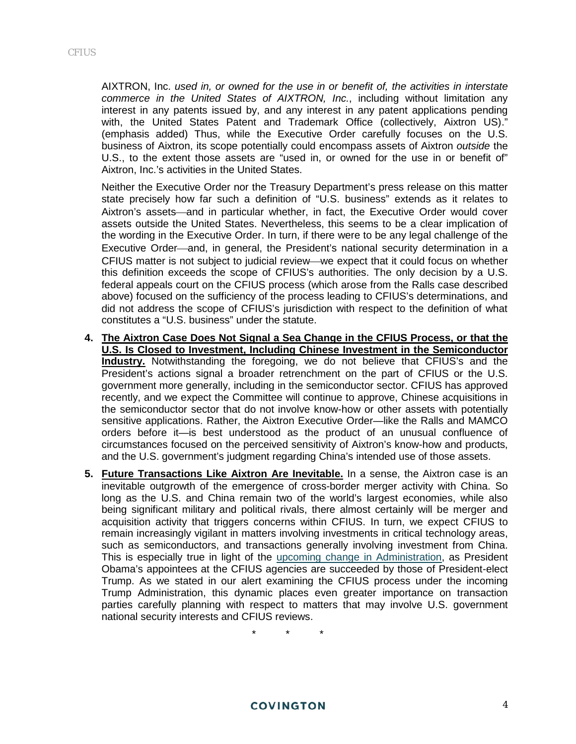AIXTRON, Inc. *used in, or owned for the use in or benefit of, the activities in interstate commerce in the United States of AIXTRON, Inc.*, including without limitation any interest in any patents issued by, and any interest in any patent applications pending with, the United States Patent and Trademark Office (collectively, Aixtron US)." (emphasis added) Thus, while the Executive Order carefully focuses on the U.S. business of Aixtron, its scope potentially could encompass assets of Aixtron *outside* the U.S., to the extent those assets are "used in, or owned for the use in or benefit of" Aixtron, Inc.'s activities in the United States.

Neither the Executive Order nor the Treasury Department's press release on this matter state precisely how far such a definition of "U.S. business" extends as it relates to Aixtron's assets—and in particular whether, in fact, the Executive Order would cover assets outside the United States. Nevertheless, this seems to be a clear implication of the wording in the Executive Order. In turn, if there were to be any legal challenge of the Executive Order—and, in general, the President's national security determination in a CFIUS matter is not subject to judicial review—we expect that it could focus on whether this definition exceeds the scope of CFIUS's authorities. The only decision by a U.S. federal appeals court on the CFIUS process (which arose from the Ralls case described above) focused on the sufficiency of the process leading to CFIUS's determinations, and did not address the scope of CFIUS's jurisdiction with respect to the definition of what constitutes a "U.S. business" under the statute.

4. **The Aixtron Case Does Not Signal a Sea Change in the CFIUS Process, or that the U.S. Is Closed to Investment, Including Chinese Investment in the Semiconductor Industry.** Notwithstanding the foregoing, we do not believe that CFIUS's and the President's actions signal a broader retrenchment on the part of CFIUS or the U.S. government more generally, including in the semiconductor sector. CFIUS has approved recently, and we expect the Committee will continue to approve, Chinese acquisitions in the semiconductor sector that do not involve know-how or other assets with potentially sensitive applications. Rather, the Aixtron Executive Order—like the Ralls and MAMCO orders before it—is best understood as the product of an unusual confluence of circumstances focused on the perceived sensitivity of Aixtron's know-how and products, and the U.S. government's judgment regarding China's intended use of those assets.

5. **Future Transactions Like Aixtron Are Inevitable.** In a sense, the Aixtron case is an inevitable outgrowth of the emergence of cross-border merger activity with China. So long as the U.S. and China remain two of the world's largest economies, while also being significant military and political rivals, there almost certainly will be merger and acquisition activity that triggers concerns within CFIUS. In turn, we expect CFIUS to remain increasingly vigilant in matters involving investments in critical technology areas, such as semiconductors, and transactions generally involving investment from China. This is especially true in light of the upcoming change in Administration, as President Obama's appointees at the CFIUS agencies are succeeded by those of President-elect Trump. As we stated in our alert examining the CFIUS process under the incoming Trump Administration, this dynamic places even greater importance on transaction parties carefully planning with respect to matters that may involve U.S. government national security interests and CFIUS reviews.

\* \* \*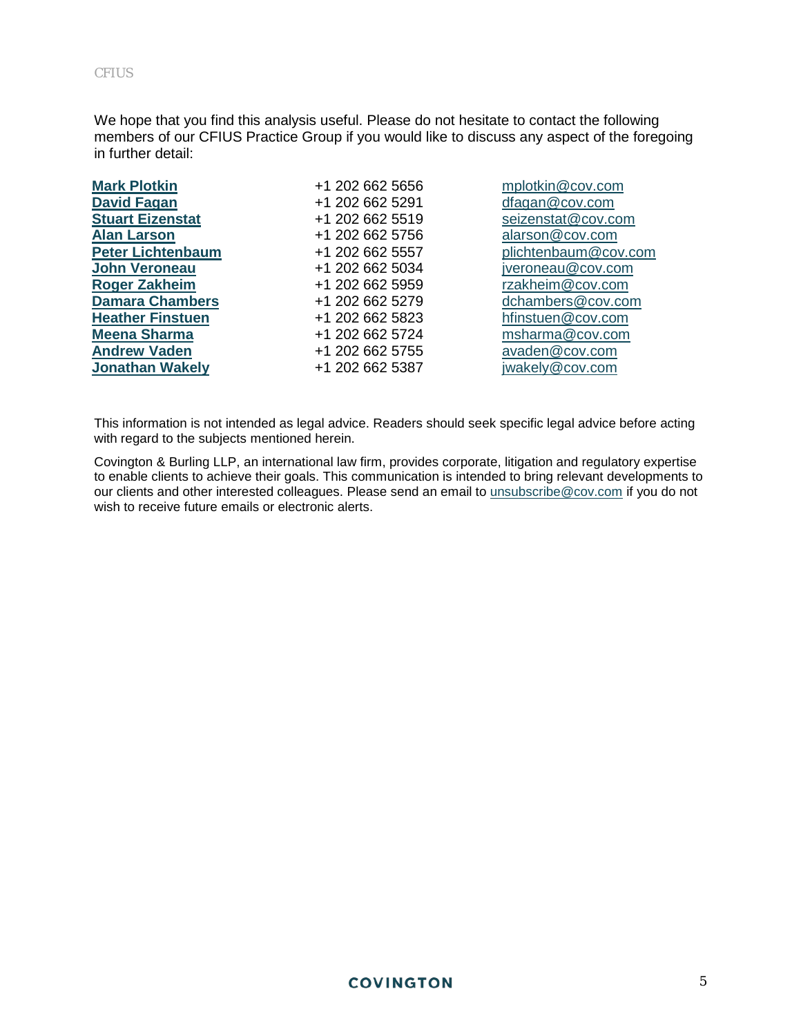We hope that you find this analysis useful. Please do not hesitate to contact the following members of our CFIUS Practice Group if you would like to discuss any aspect of the foregoing in further detail:

| | | |
|---|---|---|
| **Mark Plotkin** | +1 202 662 5656 | mplotkin@cov.com |
| **David Fagan** | +1 202 662 5291 | dfagan@cov.com |
| **Stuart Eizenstat** | +1 202 662 5519 | seizenstat@cov.com |
| **Alan Larson** | +1 202 662 5756 | alarson@cov.com |
| **Peter Lichtenbaum** | +1 202 662 5557 | plichtenbaum@cov.com |
| **John Veroneau** | +1 202 662 5034 | jveroneau@cov.com |
| **Roger Zakheim** | +1 202 662 5959 | rzakheim@cov.com |
| **Damara Chambers** | +1 202 662 5279 | dchambers@cov.com |
| **Heather Finstuen** | +1 202 662 5823 | hfinstuen@cov.com |
| **Meena Sharma** | +1 202 662 5724 | msharma@cov.com |
| **Andrew Vaden** | +1 202 662 5755 | avaden@cov.com |
| **Jonathan Wakely** | +1 202 662 5387 | jwakely@cov.com |

This information is not intended as legal advice. Readers should seek specific legal advice before acting with regard to the subjects mentioned herein.

Covington & Burling LLP, an international law firm, provides corporate, litigation and regulatory expertise to enable clients to achieve their goals. This communication is intended to bring relevant developments to our clients and other interested colleagues. Please send an email to unsubscribe@cov.com if you do not wish to receive future emails or electronic alerts.